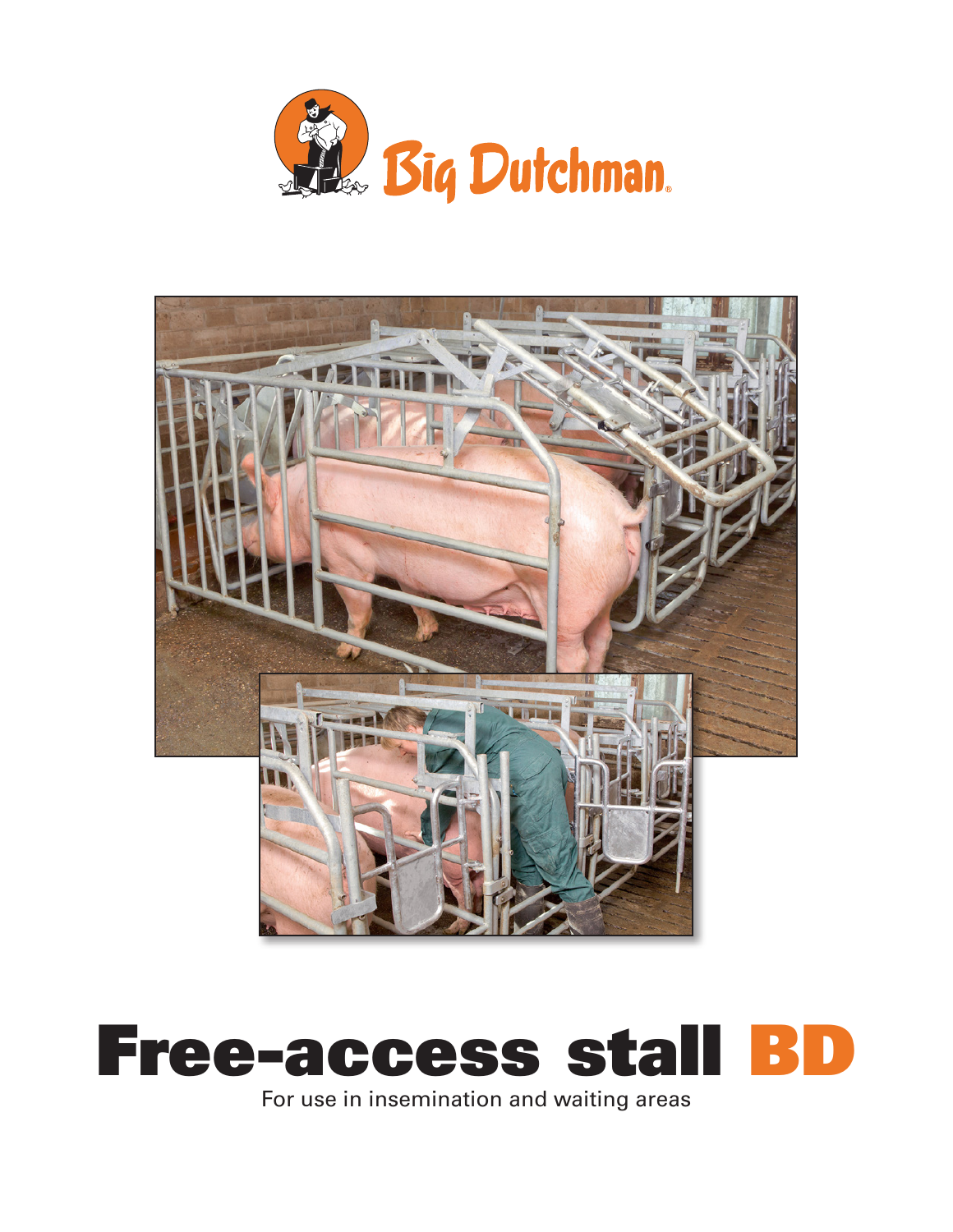Big Dutchman.

# Free-access stall BD

For use in insemination and waiting areas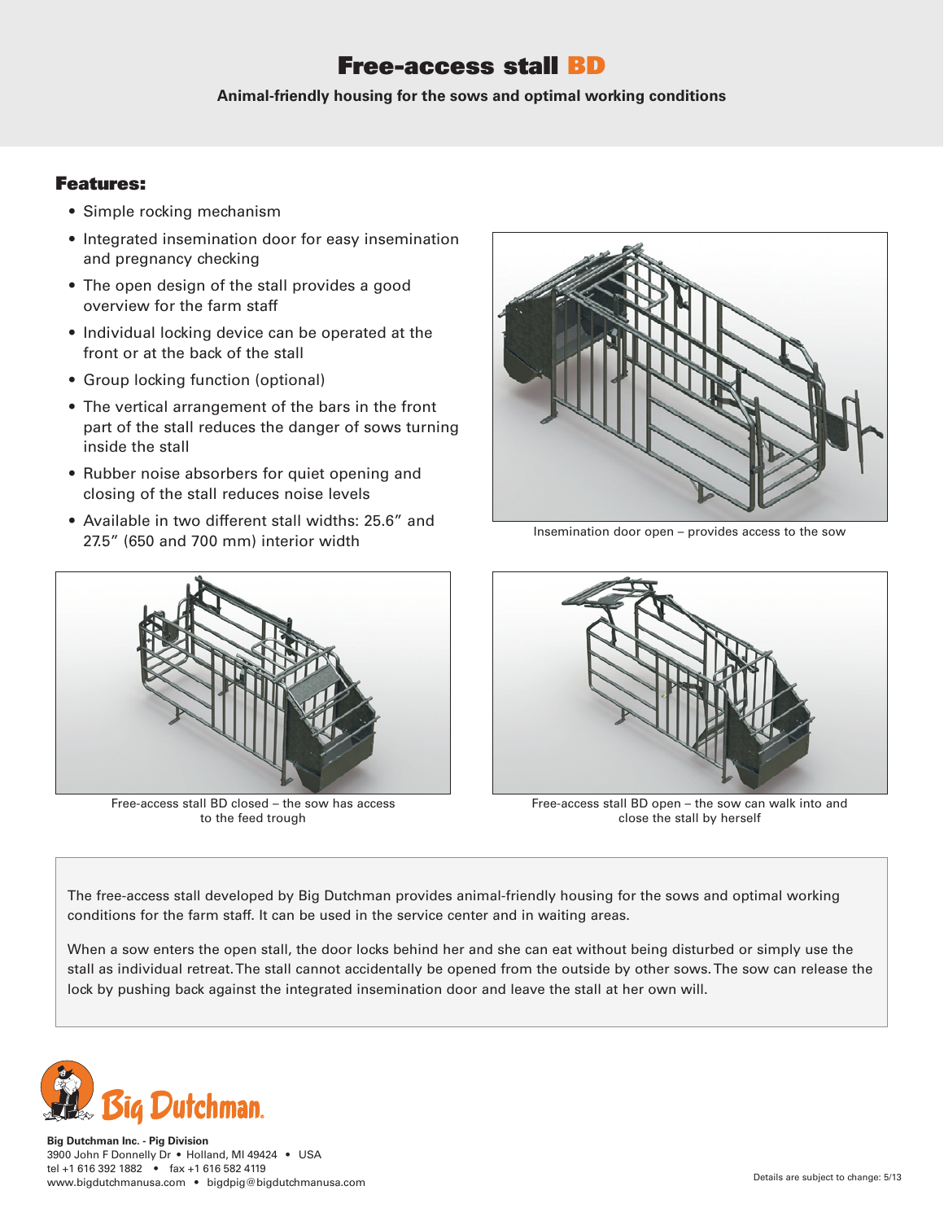# Free-access stall BD

**Animal-friendly housing for the sows and optimal working conditions**

## Features:

- Simple rocking mechanism
- Integrated insemination door for easy insemination and pregnancy checking
- The open design of the stall provides a good overview for the farm staff
- Individual locking device can be operated at the front or at the back of the stall
- Group locking function (optional)
- The vertical arrangement of the bars in the front part of the stall reduces the danger of sows turning inside the stall
- Rubber noise absorbers for quiet opening and closing of the stall reduces noise levels
- Available in two different stall widths: 25.6" and 27.5" (650 and 700 mm) interior width

Insemination door open – provides access to the sow

Free-access stall BD closed – the sow has access to the feed trough

Free-access stall BD open – the sow can walk into and close the stall by herself

The free-access stall developed by Big Dutchman provides animal-friendly housing for the sows and optimal working conditions for the farm staff. It can be used in the service center and in waiting areas.

When a sow enters the open stall, the door locks behind her and she can eat without being disturbed or simply use the stall as individual retreat. The stall cannot accidentally be opened from the outside by other sows. The sow can release the lock by pushing back against the integrated insemination door and leave the stall at her own will.

Big Dutchman

**Big Dutchman Inc. - Pig Division**
3900 John F Donnelly Dr • Holland, MI 49424 • USA
tel +1 616 392 1882 • fax +1 616 582 4119
www.bigdutchmanusa.com • bigdpig@bigdutchmanusa.com

Details are subject to change: 5/13